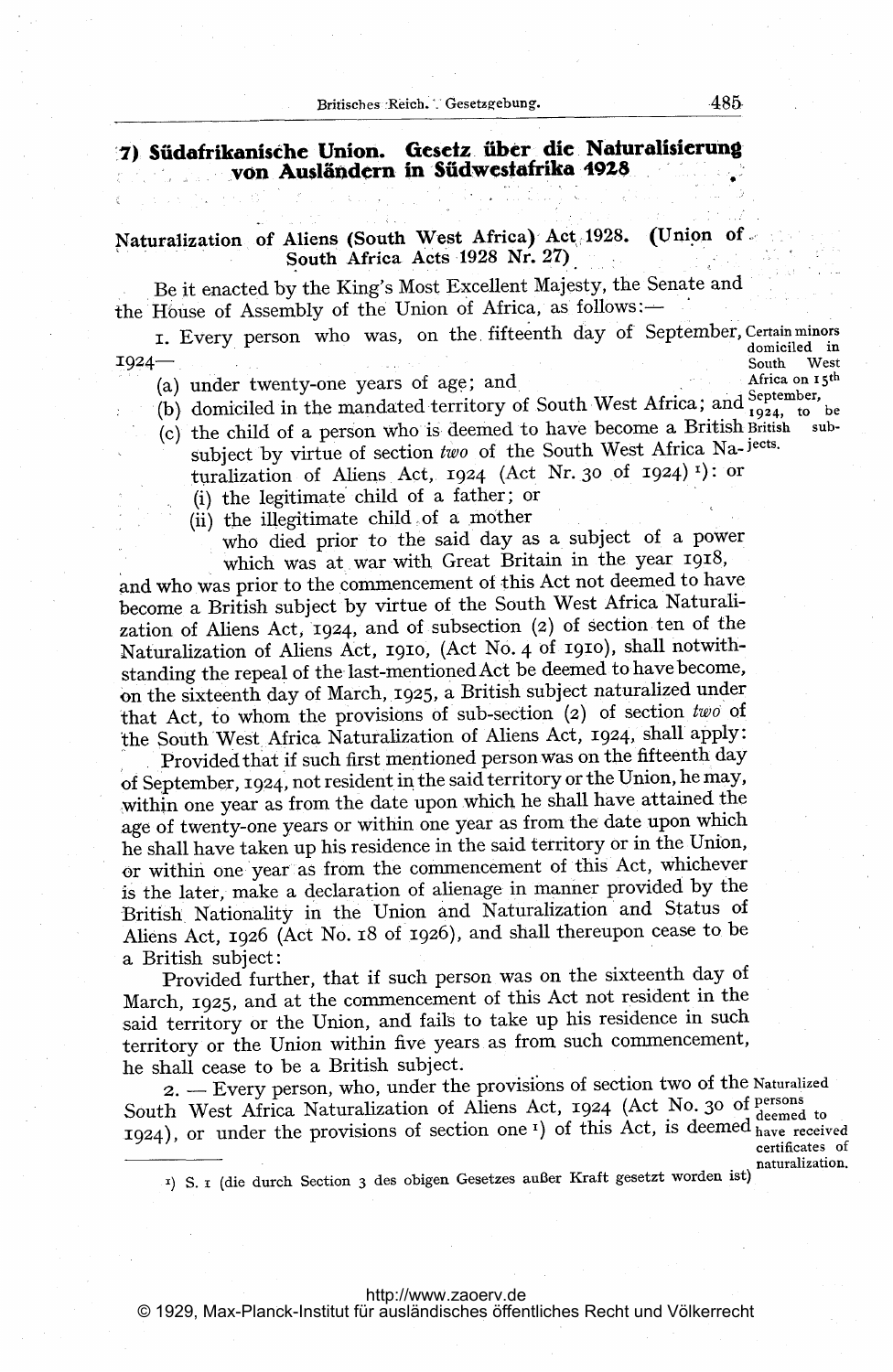## 7) Südafrikanische Union. Gesetz über die Naturalisierung von Ausländern in Südwestafrika 1928

### Naturalization of Aliens (South West Africa) Act 1928. (Union of South Africa Acts 1928 Nr. 27)

Be it enacted by the King's Most Excellent Majesty, the Senate and the House of Assembly of the Union of Africa, as follows:—

*Certain minors domiciled in South West Africa on 15th September, 1924, to be British subjects.*

1. Every person who was, on the fifteenth day of September, 1924—
   (a) under twenty-one years of age; and
   (b) domiciled in the mandated territory of South West Africa; and
   (c) the child of a person who is deemed to have become a British subject by virtue of section *two* of the South West Africa Naturalization of Aliens Act, 1924 (Act Nr. 30 of 1924)[1]: or
      (i) the legitimate child of a father; or
      (ii) the illegitimate child of a mother
      who died prior to the said day as a subject of a power which was at war with Great Britain in the year 1918,

and who was prior to the commencement of this Act not deemed to have become a British subject by virtue of the South West Africa Naturalization of Aliens Act, 1924, and of subsection (2) of section ten of the Naturalization of Aliens Act, 1910, (Act No. 4 of 1910), shall notwithstanding the repeal of the last-mentioned Act be deemed to have become, on the sixteenth day of March, 1925, a British subject naturalized under that Act, to whom the provisions of sub-section (2) of section *two* of the South West Africa Naturalization of Aliens Act, 1924, shall apply:

Provided that if such first mentioned person was on the fifteenth day of September, 1924, not resident in the said territory or the Union, he may, within one year as from the date upon which he shall have attained the age of twenty-one years or within one year as from the date upon which he shall have taken up his residence in the said territory or in the Union, or within one year as from the commencement of this Act, whichever is the later, make a declaration of alienage in manner provided by the British Nationality in the Union and Naturalization and Status of Aliens Act, 1926 (Act No. 18 of 1926), and shall thereupon cease to be a British subject:

Provided further, that if such person was on the sixteenth day of March, 1925, and at the commencement of this Act not resident in the said territory or the Union, and fails to take up his residence in such territory or the Union within five years as from such commencement, he shall cease to be a British subject.

*Naturalized persons deemed to have received certificates of naturalization.*

2. — Every person, who, under the provisions of section two of the South West Africa Naturalization of Aliens Act, 1924 (Act No. 30 of 1924), or under the provisions of section one[1] of this Act, is deemed

---

[1] S. 1 (die durch Section 3 des obigen Gesetzes außer Kraft gesetzt worden ist)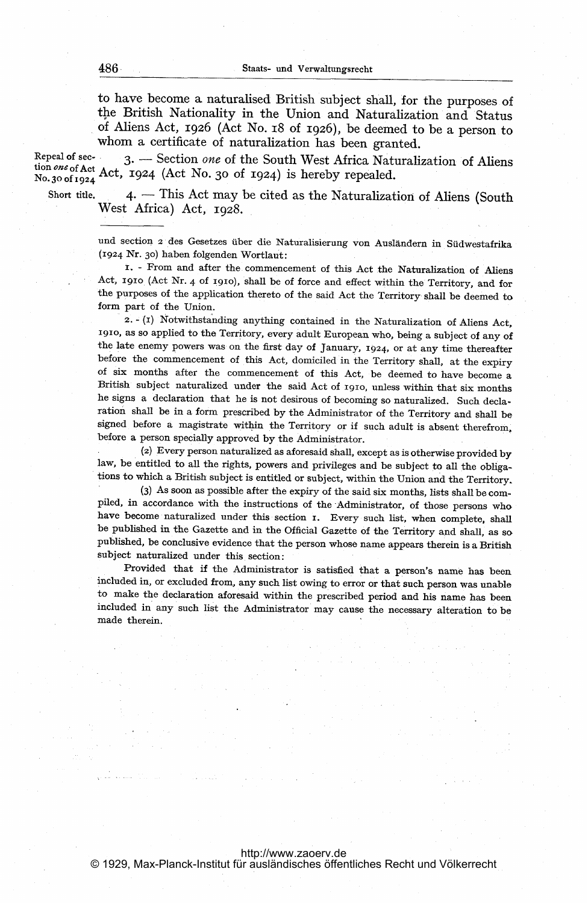to have become a naturalised British subject shall, for the purposes of the British Nationality in the Union and Naturalization and Status of Aliens Act, 1926 (Act No. 18 of 1926), be deemed to be a person to whom a certificate of naturalization has been granted.

Repeal of section *one* of Act No. 30 of 1924

3. — Section *one* of the South West Africa Naturalization of Aliens Act, 1924 (Act No. 30 of 1924) is hereby repealed.

Short title.

4. — This Act may be cited as the Naturalization of Aliens (South West Africa) Act, 1928.

---

und section 2 des Gesetzes über die Naturalisierung von Ausländern in Südwestafrika (1924 Nr. 30) haben folgenden Wortlaut:

1. - From and after the commencement of this Act the Naturalization of Aliens Act, 1910 (Act Nr. 4 of 1910), shall be of force and effect within the Territory, and for the purposes of the application thereto of the said Act the Territory shall be deemed to form part of the Union.

2. - (1) Notwithstanding anything contained in the Naturalization of Aliens Act, 1910, as so applied to the Territory, every adult European who, being a subject of any of the late enemy powers was on the first day of January, 1924, or at any time thereafter before the commencement of this Act, domiciled in the Territory shall, at the expiry of six months after the commencement of this Act, be deemed to have become a British subject naturalized under the said Act of 1910, unless within that six months he signs a declaration that he is not desirous of becoming so naturalized. Such declaration shall be in a form prescribed by the Administrator of the Territory and shall be signed before a magistrate within the Territory or if such adult is absent therefrom, before a person specially approved by the Administrator.

(2) Every person naturalized as aforesaid shall, except as is otherwise provided by law, be entitled to all the rights, powers and privileges and be subject to all the obligations to which a British subject is entitled or subject, within the Union and the Territory.

(3) As soon as possible after the expiry of the said six months, lists shall be compiled, in accordance with the instructions of the Administrator, of those persons who have become naturalized under this section 1. Every such list, when complete, shall be published in the Gazette and in the Official Gazette of the Territory and shall, as so published, be conclusive evidence that the person whose name appears therein is a British subject naturalized under this section:

Provided that if the Administrator is satisfied that a person's name has been included in, or excluded from, any such list owing to error or that such person was unable to make the declaration aforesaid within the prescribed period and his name has been included in any such list the Administrator may cause the necessary alteration to be made therein.